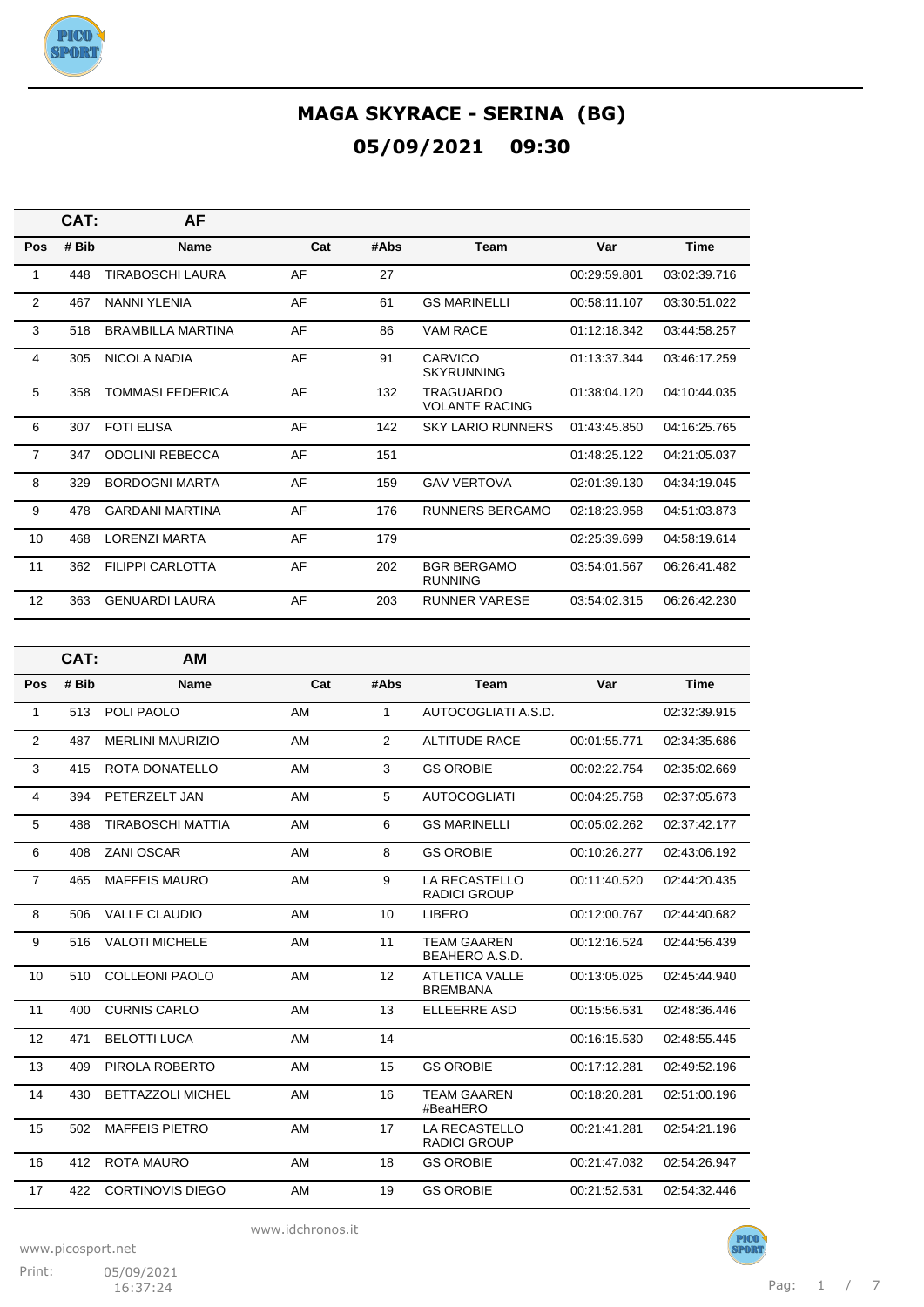# MAGA SKYRACE - SERINA (BG)

## 05/09/2021 09:30

**CAT: AF**

| Pos | # Bib | Name | Cat | #Abs | Team | Var | Time |
|---|---|---|---|---|---|---|---|
| 1 | 448 | TIRABOSCHI LAURA | AF | 27 | | 00:29:59.801 | 03:02:39.716 |
| 2 | 467 | NANNI YLENIA | AF | 61 | GS MARINELLI | 00:58:11.107 | 03:30:51.022 |
| 3 | 518 | BRAMBILLA MARTINA | AF | 86 | VAM RACE | 01:12:18.342 | 03:44:58.257 |
| 4 | 305 | NICOLA NADIA | AF | 91 | CARVICO SKYRUNNING | 01:13:37.344 | 03:46:17.259 |
| 5 | 358 | TOMMASI FEDERICA | AF | 132 | TRAGUARDO VOLANTE RACING | 01:38:04.120 | 04:10:44.035 |
| 6 | 307 | FOTI ELISA | AF | 142 | SKY LARIO RUNNERS | 01:43:45.850 | 04:16:25.765 |
| 7 | 347 | ODOLINI REBECCA | AF | 151 | | 01:48:25.122 | 04:21:05.037 |
| 8 | 329 | BORDOGNI MARTA | AF | 159 | GAV VERTOVA | 02:01:39.130 | 04:34:19.045 |
| 9 | 478 | GARDANI MARTINA | AF | 176 | RUNNERS BERGAMO | 02:18:23.958 | 04:51:03.873 |
| 10 | 468 | LORENZI MARTA | AF | 179 | | 02:25:39.699 | 04:58:19.614 |
| 11 | 362 | FILIPPI CARLOTTA | AF | 202 | BGR BERGAMO RUNNING | 03:54:01.567 | 06:26:41.482 |
| 12 | 363 | GENUARDI LAURA | AF | 203 | RUNNER VARESE | 03:54:02.315 | 06:26:42.230 |

**CAT: AM**

| Pos | # Bib | Name | Cat | #Abs | Team | Var | Time |
|---|---|---|---|---|---|---|---|
| 1 | 513 | POLI PAOLO | AM | 1 | AUTOCOGLIATI A.S.D. | | 02:32:39.915 |
| 2 | 487 | MERLINI MAURIZIO | AM | 2 | ALTITUDE RACE | 00:01:55.771 | 02:34:35.686 |
| 3 | 415 | ROTA DONATELLO | AM | 3 | GS OROBIE | 00:02:22.754 | 02:35:02.669 |
| 4 | 394 | PETERZELT JAN | AM | 5 | AUTOCOGLIATI | 00:04:25.758 | 02:37:05.673 |
| 5 | 488 | TIRABOSCHI MATTIA | AM | 6 | GS MARINELLI | 00:05:02.262 | 02:37:42.177 |
| 6 | 408 | ZANI OSCAR | AM | 8 | GS OROBIE | 00:10:26.277 | 02:43:06.192 |
| 7 | 465 | MAFFEIS MAURO | AM | 9 | LA RECASTELLO RADICI GROUP | 00:11:40.520 | 02:44:20.435 |
| 8 | 506 | VALLE CLAUDIO | AM | 10 | LIBERO | 00:12:00.767 | 02:44:40.682 |
| 9 | 516 | VALOTI MICHELE | AM | 11 | TEAM GAAREN BEAHERO A.S.D. | 00:12:16.524 | 02:44:56.439 |
| 10 | 510 | COLLEONI PAOLO | AM | 12 | ATLETICA VALLE BREMBANA | 00:13:05.025 | 02:45:44.940 |
| 11 | 400 | CURNIS CARLO | AM | 13 | ELLEERRE ASD | 00:15:56.531 | 02:48:36.446 |
| 12 | 471 | BELOTTI LUCA | AM | 14 | | 00:16:15.530 | 02:48:55.445 |
| 13 | 409 | PIROLA ROBERTO | AM | 15 | GS OROBIE | 00:17:12.281 | 02:49:52.196 |
| 14 | 430 | BETTAZZOLI MICHEL | AM | 16 | TEAM GAAREN #BeaHERO | 00:18:20.281 | 02:51:00.196 |
| 15 | 502 | MAFFEIS PIETRO | AM | 17 | LA RECASTELLO RADICI GROUP | 00:21:41.281 | 02:54:21.196 |
| 16 | 412 | ROTA MAURO | AM | 18 | GS OROBIE | 00:21:47.032 | 02:54:26.947 |
| 17 | 422 | CORTINOVIS DIEGO | AM | 19 | GS OROBIE | 00:21:52.531 | 02:54:32.446 |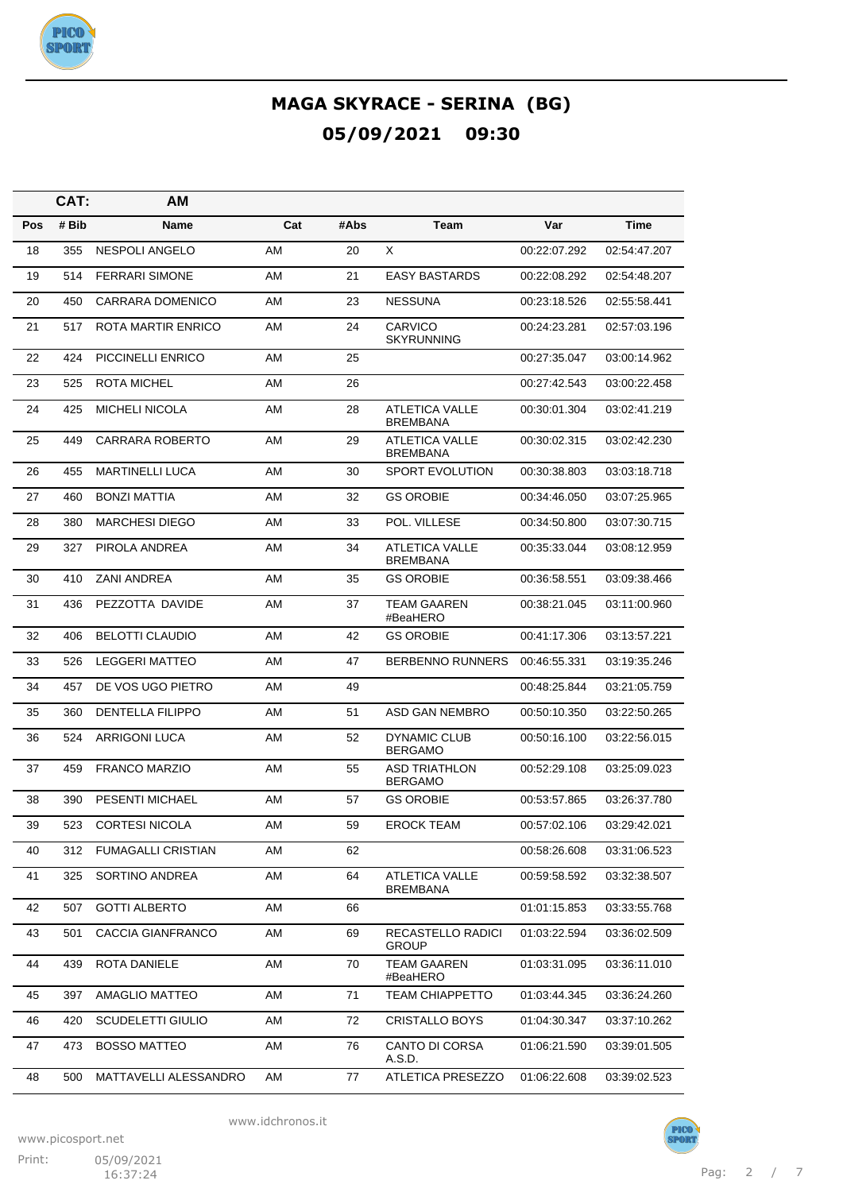# MAGA SKYRACE - SERINA (BG)

## 05/09/2021 09:30

| | CAT: | AM | | | | | |
|---|---|---|---|---|---|---|---|
| **Pos** | **# Bib** | **Name** | **Cat** | **#Abs** | **Team** | **Var** | **Time** |
| 18 | 355 | NESPOLI ANGELO | AM | 20 | X | 00:22:07.292 | 02:54:47.207 |
| 19 | 514 | FERRARI SIMONE | AM | 21 | EASY BASTARDS | 00:22:08.292 | 02:54:48.207 |
| 20 | 450 | CARRARA DOMENICO | AM | 23 | NESSUNA | 00:23:18.526 | 02:55:58.441 |
| 21 | 517 | ROTA MARTIR ENRICO | AM | 24 | CARVICO SKYRUNNING | 00:24:23.281 | 02:57:03.196 |
| 22 | 424 | PICCINELLI ENRICO | AM | 25 | | 00:27:35.047 | 03:00:14.962 |
| 23 | 525 | ROTA MICHEL | AM | 26 | | 00:27:42.543 | 03:00:22.458 |
| 24 | 425 | MICHELI NICOLA | AM | 28 | ATLETICA VALLE BREMBANA | 00:30:01.304 | 03:02:41.219 |
| 25 | 449 | CARRARA ROBERTO | AM | 29 | ATLETICA VALLE BREMBANA | 00:30:02.315 | 03:02:42.230 |
| 26 | 455 | MARTINELLI LUCA | AM | 30 | SPORT EVOLUTION | 00:30:38.803 | 03:03:18.718 |
| 27 | 460 | BONZI MATTIA | AM | 32 | GS OROBIE | 00:34:46.050 | 03:07:25.965 |
| 28 | 380 | MARCHESI DIEGO | AM | 33 | POL. VILLESE | 00:34:50.800 | 03:07:30.715 |
| 29 | 327 | PIROLA ANDREA | AM | 34 | ATLETICA VALLE BREMBANA | 00:35:33.044 | 03:08:12.959 |
| 30 | 410 | ZANI ANDREA | AM | 35 | GS OROBIE | 00:36:58.551 | 03:09:38.466 |
| 31 | 436 | PEZZOTTA DAVIDE | AM | 37 | TEAM GAAREN #BeaHERO | 00:38:21.045 | 03:11:00.960 |
| 32 | 406 | BELOTTI CLAUDIO | AM | 42 | GS OROBIE | 00:41:17.306 | 03:13:57.221 |
| 33 | 526 | LEGGERI MATTEO | AM | 47 | BERBENNO RUNNERS | 00:46:55.331 | 03:19:35.246 |
| 34 | 457 | DE VOS UGO PIETRO | AM | 49 | | 00:48:25.844 | 03:21:05.759 |
| 35 | 360 | DENTELLA FILIPPO | AM | 51 | ASD GAN NEMBRO | 00:50:10.350 | 03:22:50.265 |
| 36 | 524 | ARRIGONI LUCA | AM | 52 | DYNAMIC CLUB BERGAMO | 00:50:16.100 | 03:22:56.015 |
| 37 | 459 | FRANCO MARZIO | AM | 55 | ASD TRIATHLON BERGAMO | 00:52:29.108 | 03:25:09.023 |
| 38 | 390 | PESENTI MICHAEL | AM | 57 | GS OROBIE | 00:53:57.865 | 03:26:37.780 |
| 39 | 523 | CORTESI NICOLA | AM | 59 | EROCK TEAM | 00:57:02.106 | 03:29:42.021 |
| 40 | 312 | FUMAGALLI CRISTIAN | AM | 62 | | 00:58:26.608 | 03:31:06.523 |
| 41 | 325 | SORTINO ANDREA | AM | 64 | ATLETICA VALLE BREMBANA | 00:59:58.592 | 03:32:38.507 |
| 42 | 507 | GOTTI ALBERTO | AM | 66 | | 01:01:15.853 | 03:33:55.768 |
| 43 | 501 | CACCIA GIANFRANCO | AM | 69 | RECASTELLO RADICI GROUP | 01:03:22.594 | 03:36:02.509 |
| 44 | 439 | ROTA DANIELE | AM | 70 | TEAM GAAREN #BeaHERO | 01:03:31.095 | 03:36:11.010 |
| 45 | 397 | AMAGLIO MATTEO | AM | 71 | TEAM CHIAPPETTO | 01:03:44.345 | 03:36:24.260 |
| 46 | 420 | SCUDELETTI GIULIO | AM | 72 | CRISTALLO BOYS | 01:04:30.347 | 03:37:10.262 |
| 47 | 473 | BOSSO MATTEO | AM | 76 | CANTO DI CORSA A.S.D. | 01:06:21.590 | 03:39:01.505 |
| 48 | 500 | MATTAVELLI ALESSANDRO | AM | 77 | ATLETICA PRESEZZO | 01:06:22.608 | 03:39:02.523 |

www.idchronos.it

www.picosport.net

Print: 05/09/2021 16:37:24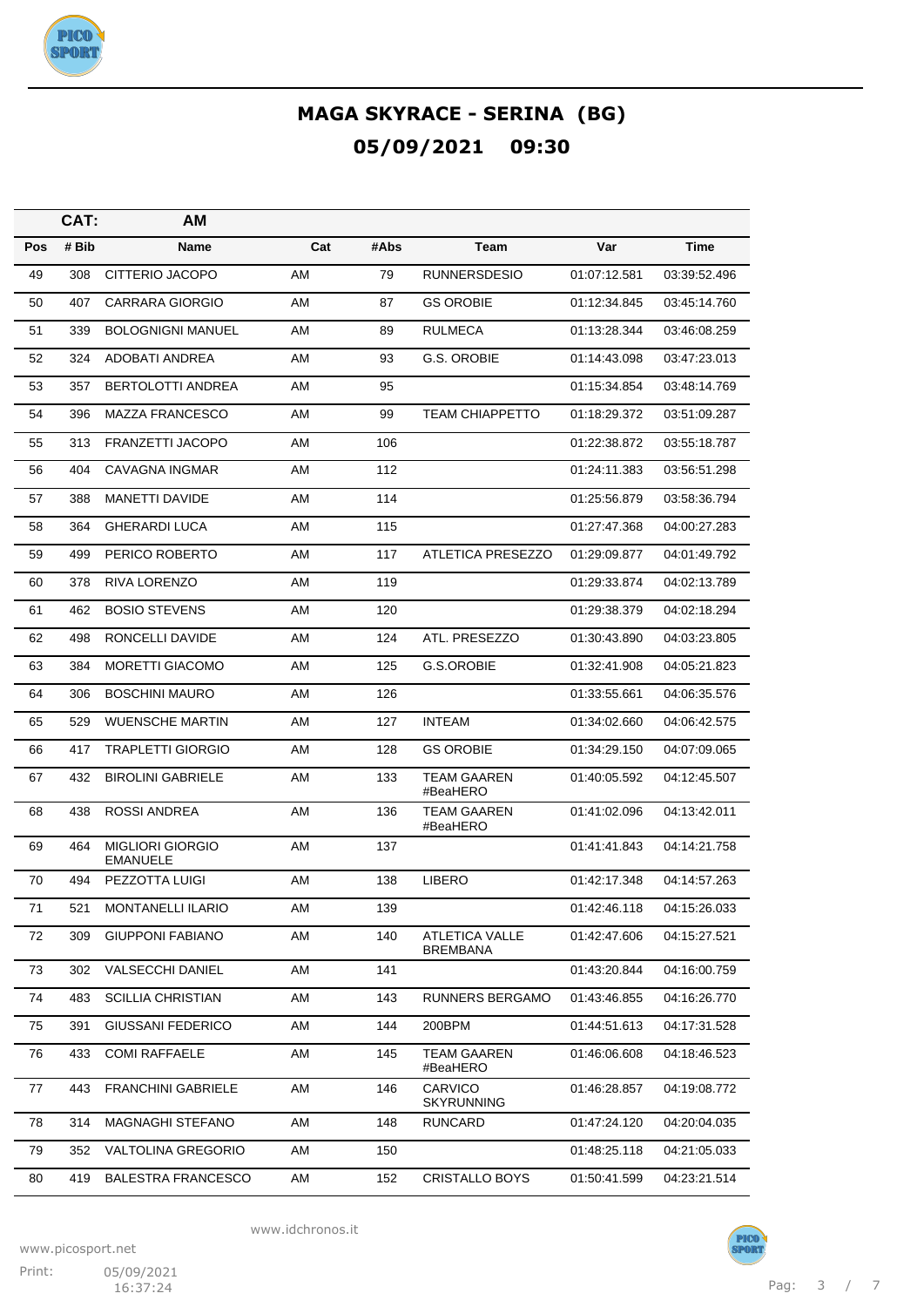# MAGA SKYRACE - SERINA (BG)

## 05/09/2021 09:30

| Pos | # Bib | Name | Cat | #Abs | Team | Var | Time |
|---|---|---|---|---|---|---|---|
| **CAT:** | | **AM** | | | | | |
| 49 | 308 | CITTERIO JACOPO | AM | 79 | RUNNERSDESIO | 01:07:12.581 | 03:39:52.496 |
| 50 | 407 | CARRARA GIORGIO | AM | 87 | GS OROBIE | 01:12:34.845 | 03:45:14.760 |
| 51 | 339 | BOLOGNIGNI MANUEL | AM | 89 | RULMECA | 01:13:28.344 | 03:46:08.259 |
| 52 | 324 | ADOBATI ANDREA | AM | 93 | G.S. OROBIE | 01:14:43.098 | 03:47:23.013 |
| 53 | 357 | BERTOLOTTI ANDREA | AM | 95 | | 01:15:34.854 | 03:48:14.769 |
| 54 | 396 | MAZZA FRANCESCO | AM | 99 | TEAM CHIAPPETTO | 01:18:29.372 | 03:51:09.287 |
| 55 | 313 | FRANZETTI JACOPO | AM | 106 | | 01:22:38.872 | 03:55:18.787 |
| 56 | 404 | CAVAGNA INGMAR | AM | 112 | | 01:24:11.383 | 03:56:51.298 |
| 57 | 388 | MANETTI DAVIDE | AM | 114 | | 01:25:56.879 | 03:58:36.794 |
| 58 | 364 | GHERARDI LUCA | AM | 115 | | 01:27:47.368 | 04:00:27.283 |
| 59 | 499 | PERICO ROBERTO | AM | 117 | ATLETICA PRESEZZO | 01:29:09.877 | 04:01:49.792 |
| 60 | 378 | RIVA LORENZO | AM | 119 | | 01:29:33.874 | 04:02:13.789 |
| 61 | 462 | BOSIO STEVENS | AM | 120 | | 01:29:38.379 | 04:02:18.294 |
| 62 | 498 | RONCELLI DAVIDE | AM | 124 | ATL. PRESEZZO | 01:30:43.890 | 04:03:23.805 |
| 63 | 384 | MORETTI GIACOMO | AM | 125 | G.S.OROBIE | 01:32:41.908 | 04:05:21.823 |
| 64 | 306 | BOSCHINI MAURO | AM | 126 | | 01:33:55.661 | 04:06:35.576 |
| 65 | 529 | WUENSCHE MARTIN | AM | 127 | INTEAM | 01:34:02.660 | 04:06:42.575 |
| 66 | 417 | TRAPLETTI GIORGIO | AM | 128 | GS OROBIE | 01:34:29.150 | 04:07:09.065 |
| 67 | 432 | BIROLINI GABRIELE | AM | 133 | TEAM GAAREN #BeaHERO | 01:40:05.592 | 04:12:45.507 |
| 68 | 438 | ROSSI ANDREA | AM | 136 | TEAM GAAREN #BeaHERO | 01:41:02.096 | 04:13:42.011 |
| 69 | 464 | MIGLIORI GIORGIO EMANUELE | AM | 137 | | 01:41:41.843 | 04:14:21.758 |
| 70 | 494 | PEZZOTTA LUIGI | AM | 138 | LIBERO | 01:42:17.348 | 04:14:57.263 |
| 71 | 521 | MONTANELLI ILARIO | AM | 139 | | 01:42:46.118 | 04:15:26.033 |
| 72 | 309 | GIUPPONI FABIANO | AM | 140 | ATLETICA VALLE BREMBANA | 01:42:47.606 | 04:15:27.521 |
| 73 | 302 | VALSECCHI DANIEL | AM | 141 | | 01:43:20.844 | 04:16:00.759 |
| 74 | 483 | SCILLIA CHRISTIAN | AM | 143 | RUNNERS BERGAMO | 01:43:46.855 | 04:16:26.770 |
| 75 | 391 | GIUSSANI FEDERICO | AM | 144 | 200BPM | 01:44:51.613 | 04:17:31.528 |
| 76 | 433 | COMI RAFFAELE | AM | 145 | TEAM GAAREN #BeaHERO | 01:46:06.608 | 04:18:46.523 |
| 77 | 443 | FRANCHINI GABRIELE | AM | 146 | CARVICO SKYRUNNING | 01:46:28.857 | 04:19:08.772 |
| 78 | 314 | MAGNAGHI STEFANO | AM | 148 | RUNCARD | 01:47:24.120 | 04:20:04.035 |
| 79 | 352 | VALTOLINA GREGORIO | AM | 150 | | 01:48:25.118 | 04:21:05.033 |
| 80 | 419 | BALESTRA FRANCESCO | AM | 152 | CRISTALLO BOYS | 01:50:41.599 | 04:23:21.514 |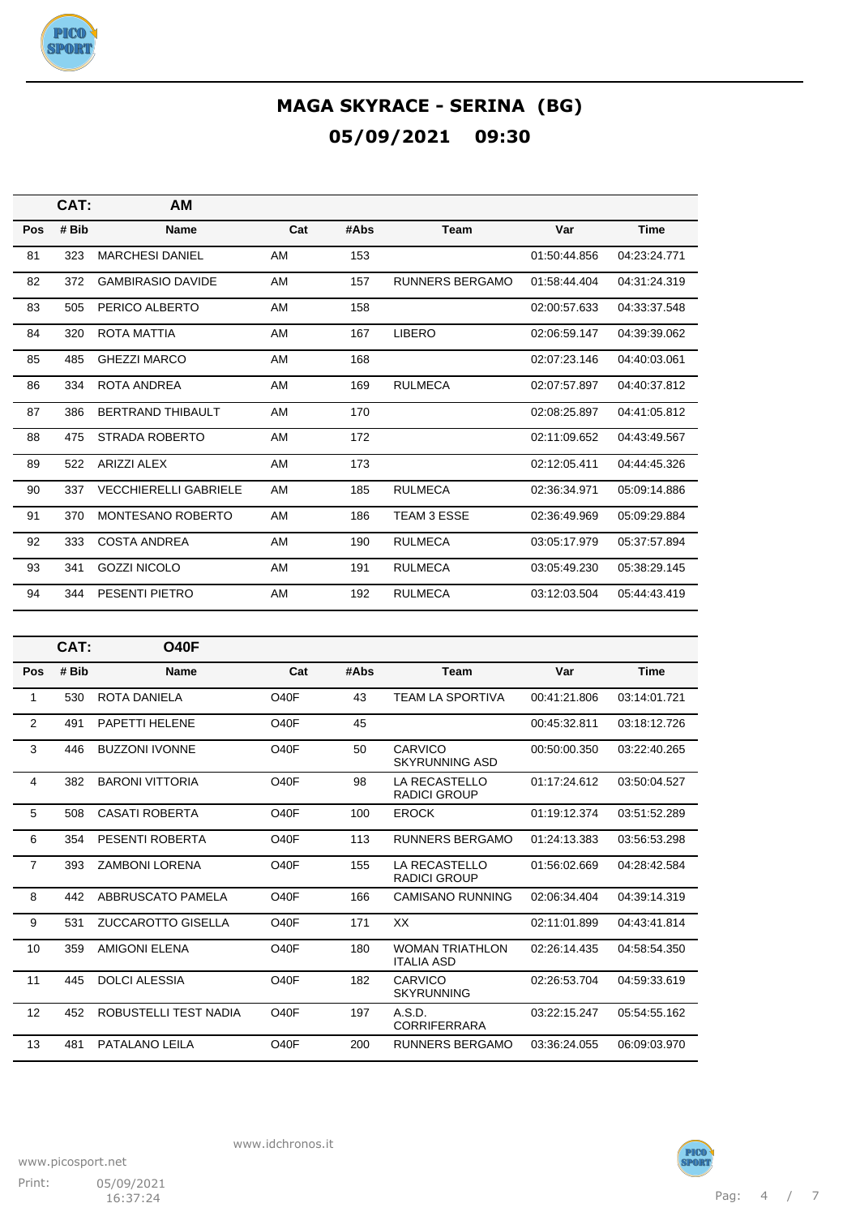# MAGA SKYRACE - SERINA (BG)

## 05/09/2021 09:30

**CAT: AM**

| Pos | # Bib | Name | Cat | #Abs | Team | Var | Time |
|---|---|---|---|---|---|---|---|
| 81 | 323 | MARCHESI DANIEL | AM | 153 | | 01:50:44.856 | 04:23:24.771 |
| 82 | 372 | GAMBIRASIO DAVIDE | AM | 157 | RUNNERS BERGAMO | 01:58:44.404 | 04:31:24.319 |
| 83 | 505 | PERICO ALBERTO | AM | 158 | | 02:00:57.633 | 04:33:37.548 |
| 84 | 320 | ROTA MATTIA | AM | 167 | LIBERO | 02:06:59.147 | 04:39:39.062 |
| 85 | 485 | GHEZZI MARCO | AM | 168 | | 02:07:23.146 | 04:40:03.061 |
| 86 | 334 | ROTA ANDREA | AM | 169 | RULMECA | 02:07:57.897 | 04:40:37.812 |
| 87 | 386 | BERTRAND THIBAULT | AM | 170 | | 02:08:25.897 | 04:41:05.812 |
| 88 | 475 | STRADA ROBERTO | AM | 172 | | 02:11:09.652 | 04:43:49.567 |
| 89 | 522 | ARIZZI ALEX | AM | 173 | | 02:12:05.411 | 04:44:45.326 |
| 90 | 337 | VECCHIERELLI GABRIELE | AM | 185 | RULMECA | 02:36:34.971 | 05:09:14.886 |
| 91 | 370 | MONTESANO ROBERTO | AM | 186 | TEAM 3 ESSE | 02:36:49.969 | 05:09:29.884 |
| 92 | 333 | COSTA ANDREA | AM | 190 | RULMECA | 03:05:17.979 | 05:37:57.894 |
| 93 | 341 | GOZZI NICOLO | AM | 191 | RULMECA | 03:05:49.230 | 05:38:29.145 |
| 94 | 344 | PESENTI PIETRO | AM | 192 | RULMECA | 03:12:03.504 | 05:44:43.419 |

**CAT: O40F**

| Pos | # Bib | Name | Cat | #Abs | Team | Var | Time |
|---|---|---|---|---|---|---|---|
| 1 | 530 | ROTA DANIELA | O40F | 43 | TEAM LA SPORTIVA | 00:41:21.806 | 03:14:01.721 |
| 2 | 491 | PAPETTI HELENE | O40F | 45 | | 00:45:32.811 | 03:18:12.726 |
| 3 | 446 | BUZZONI IVONNE | O40F | 50 | CARVICO SKYRUNNING ASD | 00:50:00.350 | 03:22:40.265 |
| 4 | 382 | BARONI VITTORIA | O40F | 98 | LA RECASTELLO RADICI GROUP | 01:17:24.612 | 03:50:04.527 |
| 5 | 508 | CASATI ROBERTA | O40F | 100 | EROCK | 01:19:12.374 | 03:51:52.289 |
| 6 | 354 | PESENTI ROBERTA | O40F | 113 | RUNNERS BERGAMO | 01:24:13.383 | 03:56:53.298 |
| 7 | 393 | ZAMBONI LORENA | O40F | 155 | LA RECASTELLO RADICI GROUP | 01:56:02.669 | 04:28:42.584 |
| 8 | 442 | ABBRUSCATO PAMELA | O40F | 166 | CAMISANO RUNNING | 02:06:34.404 | 04:39:14.319 |
| 9 | 531 | ZUCCAROTTO GISELLA | O40F | 171 | XX | 02:11:01.899 | 04:43:41.814 |
| 10 | 359 | AMIGONI ELENA | O40F | 180 | WOMAN TRIATHLON ITALIA ASD | 02:26:14.435 | 04:58:54.350 |
| 11 | 445 | DOLCI ALESSIA | O40F | 182 | CARVICO SKYRUNNING | 02:26:53.704 | 04:59:33.619 |
| 12 | 452 | ROBUSTELLI TEST NADIA | O40F | 197 | A.S.D. CORRIFERRARA | 03:22:15.247 | 05:54:55.162 |
| 13 | 481 | PATALANO LEILA | O40F | 200 | RUNNERS BERGAMO | 03:36:24.055 | 06:09:03.970 |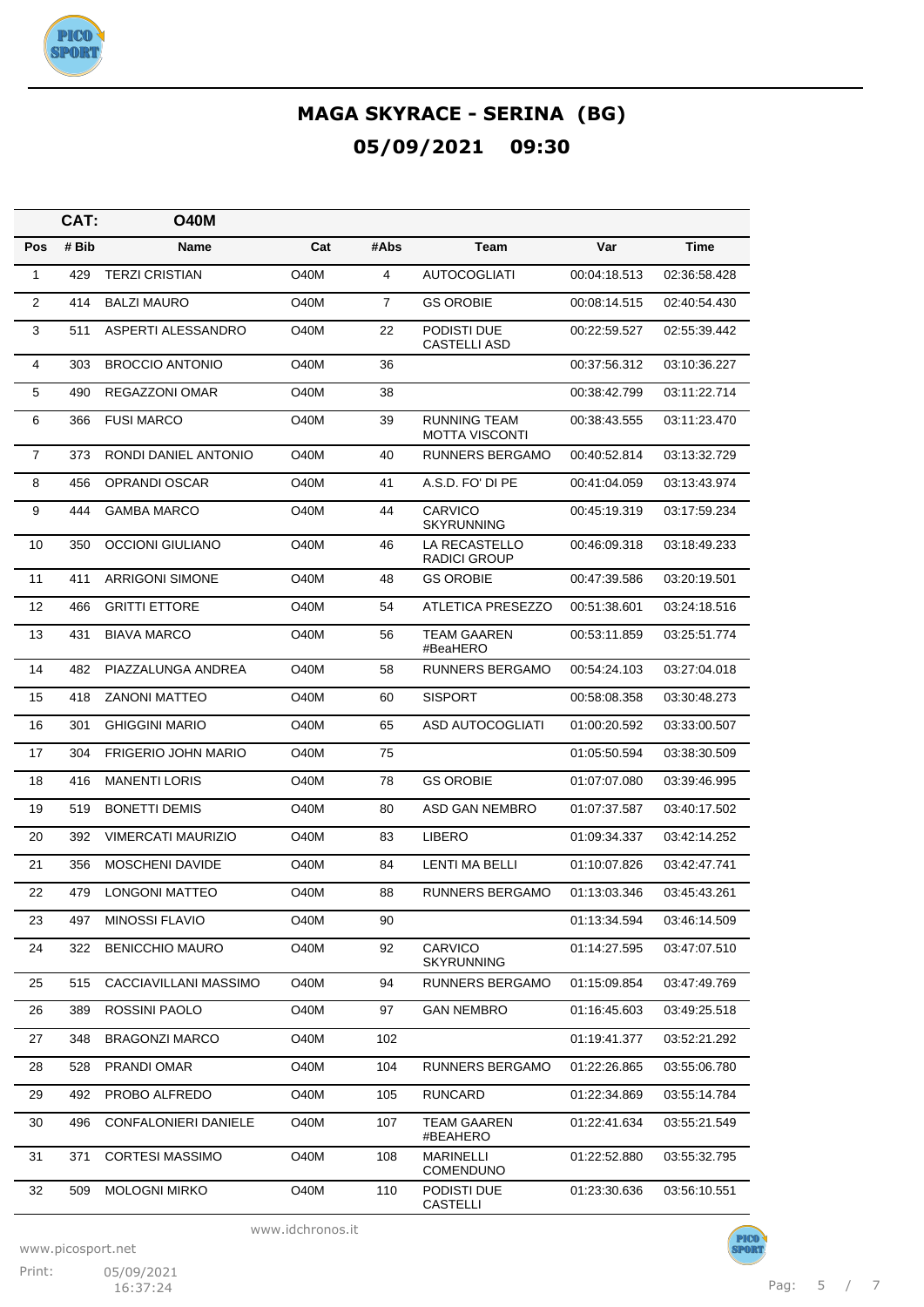# MAGA SKYRACE - SERINA (BG)

## 05/09/2021 09:30

**CAT: O40M**

| Pos | # Bib | Name | Cat | #Abs | Team | Var | Time |
|---|---|---|---|---|---|---|---|
| 1 | 429 | TERZI CRISTIAN | O40M | 4 | AUTOCOGLIATI | 00:04:18.513 | 02:36:58.428 |
| 2 | 414 | BALZI MAURO | O40M | 7 | GS OROBIE | 00:08:14.515 | 02:40:54.430 |
| 3 | 511 | ASPERTI ALESSANDRO | O40M | 22 | PODISTI DUE CASTELLI ASD | 00:22:59.527 | 02:55:39.442 |
| 4 | 303 | BROCCIO ANTONIO | O40M | 36 | | 00:37:56.312 | 03:10:36.227 |
| 5 | 490 | REGAZZONI OMAR | O40M | 38 | | 00:38:42.799 | 03:11:22.714 |
| 6 | 366 | FUSI MARCO | O40M | 39 | RUNNING TEAM MOTTA VISCONTI | 00:38:43.555 | 03:11:23.470 |
| 7 | 373 | RONDI DANIEL ANTONIO | O40M | 40 | RUNNERS BERGAMO | 00:40:52.814 | 03:13:32.729 |
| 8 | 456 | OPRANDI OSCAR | O40M | 41 | A.S.D. FO' DI PE | 00:41:04.059 | 03:13:43.974 |
| 9 | 444 | GAMBA MARCO | O40M | 44 | CARVICO SKYRUNNING | 00:45:19.319 | 03:17:59.234 |
| 10 | 350 | OCCIONI GIULIANO | O40M | 46 | LA RECASTELLO RADICI GROUP | 00:46:09.318 | 03:18:49.233 |
| 11 | 411 | ARRIGONI SIMONE | O40M | 48 | GS OROBIE | 00:47:39.586 | 03:20:19.501 |
| 12 | 466 | GRITTI ETTORE | O40M | 54 | ATLETICA PRESEZZO | 00:51:38.601 | 03:24:18.516 |
| 13 | 431 | BIAVA MARCO | O40M | 56 | TEAM GAAREN #BeaHERO | 00:53:11.859 | 03:25:51.774 |
| 14 | 482 | PIAZZALUNGA ANDREA | O40M | 58 | RUNNERS BERGAMO | 00:54:24.103 | 03:27:04.018 |
| 15 | 418 | ZANONI MATTEO | O40M | 60 | SISPORT | 00:58:08.358 | 03:30:48.273 |
| 16 | 301 | GHIGGINI MARIO | O40M | 65 | ASD AUTOCOGLIATI | 01:00:20.592 | 03:33:00.507 |
| 17 | 304 | FRIGERIO JOHN MARIO | O40M | 75 | | 01:05:50.594 | 03:38:30.509 |
| 18 | 416 | MANENTI LORIS | O40M | 78 | GS OROBIE | 01:07:07.080 | 03:39:46.995 |
| 19 | 519 | BONETTI DEMIS | O40M | 80 | ASD GAN NEMBRO | 01:07:37.587 | 03:40:17.502 |
| 20 | 392 | VIMERCATI MAURIZIO | O40M | 83 | LIBERO | 01:09:34.337 | 03:42:14.252 |
| 21 | 356 | MOSCHENI DAVIDE | O40M | 84 | LENTI MA BELLI | 01:10:07.826 | 03:42:47.741 |
| 22 | 479 | LONGONI MATTEO | O40M | 88 | RUNNERS BERGAMO | 01:13:03.346 | 03:45:43.261 |
| 23 | 497 | MINOSSI FLAVIO | O40M | 90 | | 01:13:34.594 | 03:46:14.509 |
| 24 | 322 | BENICCHIO MAURO | O40M | 92 | CARVICO SKYRUNNING | 01:14:27.595 | 03:47:07.510 |
| 25 | 515 | CACCIAVILLANI MASSIMO | O40M | 94 | RUNNERS BERGAMO | 01:15:09.854 | 03:47:49.769 |
| 26 | 389 | ROSSINI PAOLO | O40M | 97 | GAN NEMBRO | 01:16:45.603 | 03:49:25.518 |
| 27 | 348 | BRAGONZI MARCO | O40M | 102 | | 01:19:41.377 | 03:52:21.292 |
| 28 | 528 | PRANDI OMAR | O40M | 104 | RUNNERS BERGAMO | 01:22:26.865 | 03:55:06.780 |
| 29 | 492 | PROBO ALFREDO | O40M | 105 | RUNCARD | 01:22:34.869 | 03:55:14.784 |
| 30 | 496 | CONFALONIERI DANIELE | O40M | 107 | TEAM GAAREN #BEAHERO | 01:22:41.634 | 03:55:21.549 |
| 31 | 371 | CORTESI MASSIMO | O40M | 108 | MARINELLI COMENDUNO | 01:22:52.880 | 03:55:32.795 |
| 32 | 509 | MOLOGNI MIRKO | O40M | 110 | PODISTI DUE CASTELLI | 01:23:30.636 | 03:56:10.551 |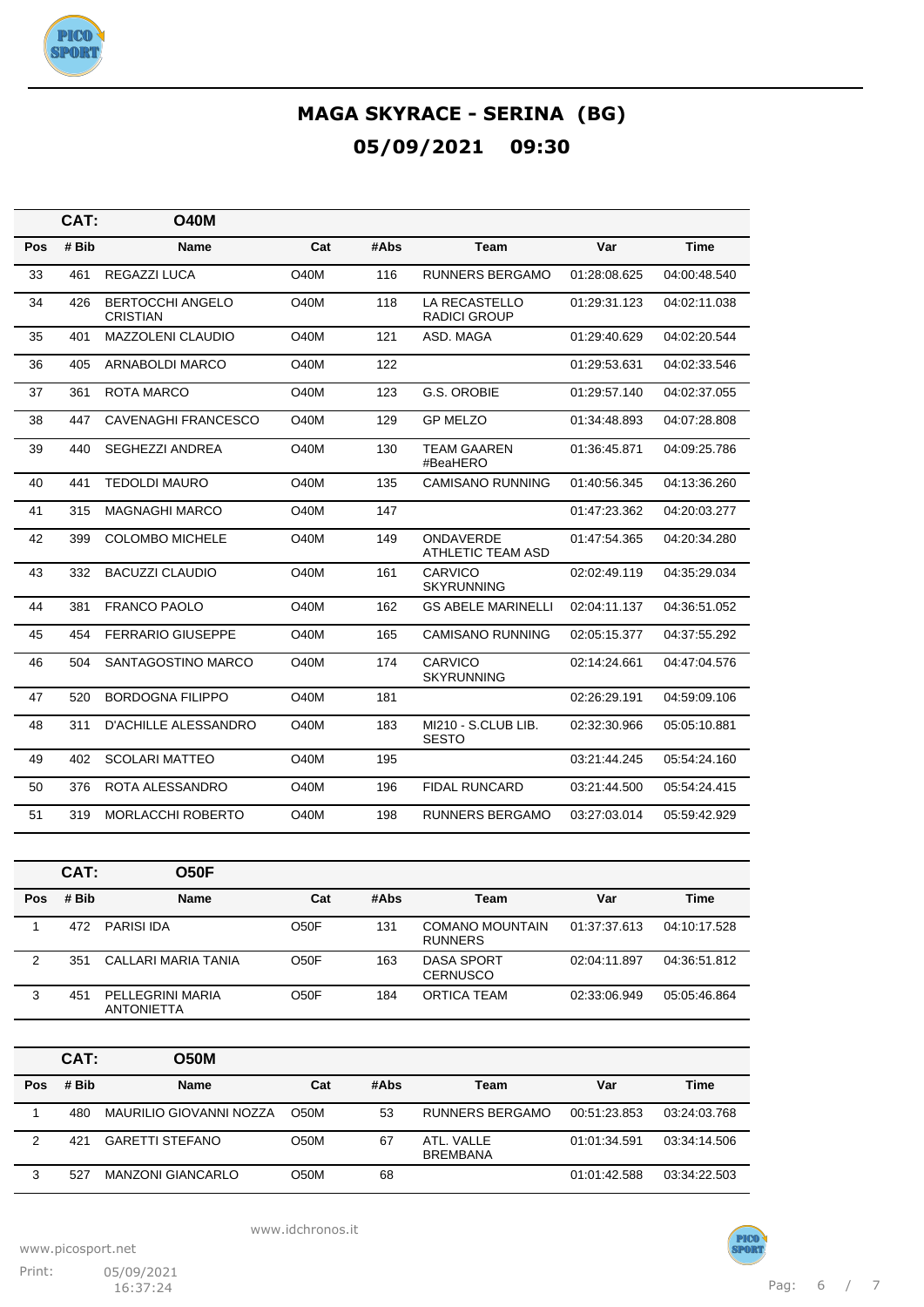# MAGA SKYRACE - SERINA (BG)

## 05/09/2021 09:30

**CAT: O40M**

| Pos | # Bib | Name | Cat | #Abs | Team | Var | Time |
|---|---|---|---|---|---|---|---|
| 33 | 461 | REGAZZI LUCA | O40M | 116 | RUNNERS BERGAMO | 01:28:08.625 | 04:00:48.540 |
| 34 | 426 | BERTOCCHI ANGELO CRISTIAN | O40M | 118 | LA RECASTELLO RADICI GROUP | 01:29:31.123 | 04:02:11.038 |
| 35 | 401 | MAZZOLENI CLAUDIO | O40M | 121 | ASD. MAGA | 01:29:40.629 | 04:02:20.544 |
| 36 | 405 | ARNABOLDI MARCO | O40M | 122 | | 01:29:53.631 | 04:02:33.546 |
| 37 | 361 | ROTA MARCO | O40M | 123 | G.S. OROBIE | 01:29:57.140 | 04:02:37.055 |
| 38 | 447 | CAVENAGHI FRANCESCO | O40M | 129 | GP MELZO | 01:34:48.893 | 04:07:28.808 |
| 39 | 440 | SEGHEZZI ANDREA | O40M | 130 | TEAM GAAREN #BeaHERO | 01:36:45.871 | 04:09:25.786 |
| 40 | 441 | TEDOLDI MAURO | O40M | 135 | CAMISANO RUNNING | 01:40:56.345 | 04:13:36.260 |
| 41 | 315 | MAGNAGHI MARCO | O40M | 147 | | 01:47:23.362 | 04:20:03.277 |
| 42 | 399 | COLOMBO MICHELE | O40M | 149 | ONDAVERDE ATHLETIC TEAM ASD | 01:47:54.365 | 04:20:34.280 |
| 43 | 332 | BACUZZI CLAUDIO | O40M | 161 | CARVICO SKYRUNNING | 02:02:49.119 | 04:35:29.034 |
| 44 | 381 | FRANCO PAOLO | O40M | 162 | GS ABELE MARINELLI | 02:04:11.137 | 04:36:51.052 |
| 45 | 454 | FERRARIO GIUSEPPE | O40M | 165 | CAMISANO RUNNING | 02:05:15.377 | 04:37:55.292 |
| 46 | 504 | SANTAGOSTINO MARCO | O40M | 174 | CARVICO SKYRUNNING | 02:14:24.661 | 04:47:04.576 |
| 47 | 520 | BORDOGNA FILIPPO | O40M | 181 | | 02:26:29.191 | 04:59:09.106 |
| 48 | 311 | D'ACHILLE ALESSANDRO | O40M | 183 | MI210 - S.CLUB LIB. SESTO | 02:32:30.966 | 05:05:10.881 |
| 49 | 402 | SCOLARI MATTEO | O40M | 195 | | 03:21:44.245 | 05:54:24.160 |
| 50 | 376 | ROTA ALESSANDRO | O40M | 196 | FIDAL RUNCARD | 03:21:44.500 | 05:54:24.415 |
| 51 | 319 | MORLACCHI ROBERTO | O40M | 198 | RUNNERS BERGAMO | 03:27:03.014 | 05:59:42.929 |

**CAT: O50F**

| Pos | # Bib | Name | Cat | #Abs | Team | Var | Time |
|---|---|---|---|---|---|---|---|
| 1 | 472 | PARISI IDA | O50F | 131 | COMANO MOUNTAIN RUNNERS | 01:37:37.613 | 04:10:17.528 |
| 2 | 351 | CALLARI MARIA TANIA | O50F | 163 | DASA SPORT CERNUSCO | 02:04:11.897 | 04:36:51.812 |
| 3 | 451 | PELLEGRINI MARIA ANTONIETTA | O50F | 184 | ORTICA TEAM | 02:33:06.949 | 05:05:46.864 |

**CAT: O50M**

| Pos | # Bib | Name | Cat | #Abs | Team | Var | Time |
|---|---|---|---|---|---|---|---|
| 1 | 480 | MAURILIO GIOVANNI NOZZA | O50M | 53 | RUNNERS BERGAMO | 00:51:23.853 | 03:24:03.768 |
| 2 | 421 | GARETTI STEFANO | O50M | 67 | ATL. VALLE BREMBANA | 01:01:34.591 | 03:34:14.506 |
| 3 | 527 | MANZONI GIANCARLO | O50M | 68 | | 01:01:42.588 | 03:34:22.503 |

www.idchronos.it

www.picosport.net

Print: 05/09/2021 16:37:24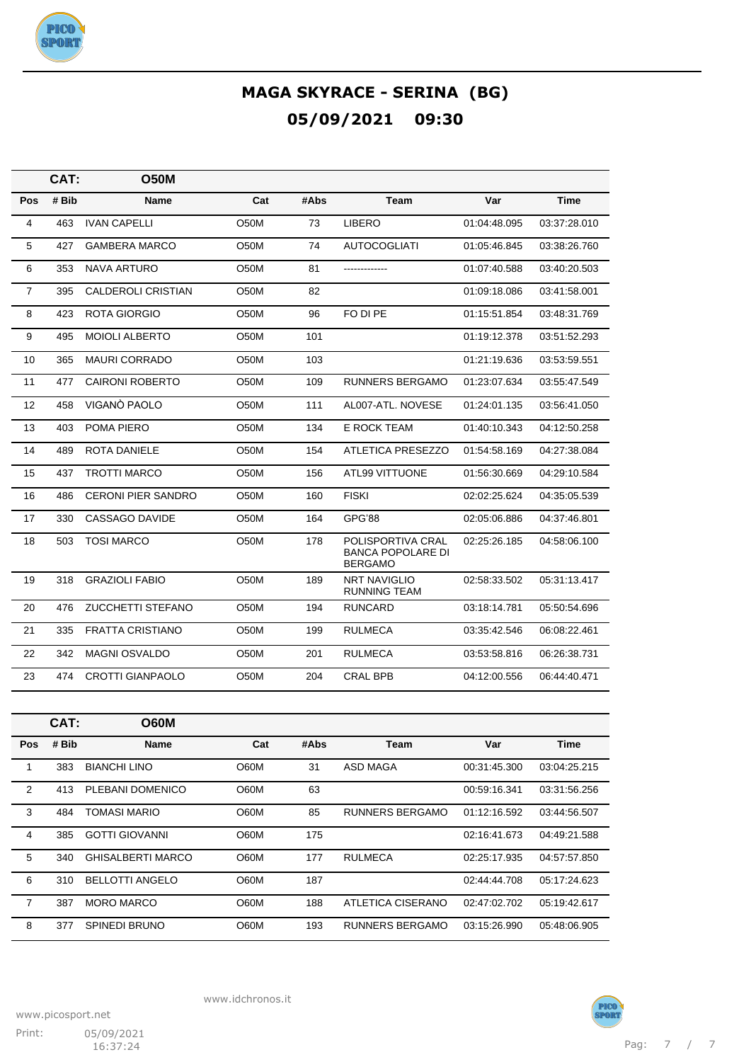# MAGA SKYRACE - SERINA (BG)

## 05/09/2021 09:30

**CAT: O50M**

| Pos | # Bib | Name | Cat | #Abs | Team | Var | Time |
|---|---|---|---|---|---|---|---|
| 4 | 463 | IVAN CAPELLI | O50M | 73 | LIBERO | 01:04:48.095 | 03:37:28.010 |
| 5 | 427 | GAMBERA MARCO | O50M | 74 | AUTOCOGLIATI | 01:05:46.845 | 03:38:26.760 |
| 6 | 353 | NAVA ARTURO | O50M | 81 | ------------- | 01:07:40.588 | 03:40:20.503 |
| 7 | 395 | CALDEROLI CRISTIAN | O50M | 82 | | 01:09:18.086 | 03:41:58.001 |
| 8 | 423 | ROTA GIORGIO | O50M | 96 | FO DI PE | 01:15:51.854 | 03:48:31.769 |
| 9 | 495 | MOIOLI ALBERTO | O50M | 101 | | 01:19:12.378 | 03:51:52.293 |
| 10 | 365 | MAURI CORRADO | O50M | 103 | | 01:21:19.636 | 03:53:59.551 |
| 11 | 477 | CAIRONI ROBERTO | O50M | 109 | RUNNERS BERGAMO | 01:23:07.634 | 03:55:47.549 |
| 12 | 458 | VIGANÒ PAOLO | O50M | 111 | AL007-ATL. NOVESE | 01:24:01.135 | 03:56:41.050 |
| 13 | 403 | POMA PIERO | O50M | 134 | E ROCK TEAM | 01:40:10.343 | 04:12:50.258 |
| 14 | 489 | ROTA DANIELE | O50M | 154 | ATLETICA PRESEZZO | 01:54:58.169 | 04:27:38.084 |
| 15 | 437 | TROTTI MARCO | O50M | 156 | ATL99 VITTUONE | 01:56:30.669 | 04:29:10.584 |
| 16 | 486 | CERONI PIER SANDRO | O50M | 160 | FISKI | 02:02:25.624 | 04:35:05.539 |
| 17 | 330 | CASSAGO DAVIDE | O50M | 164 | GPG'88 | 02:05:06.886 | 04:37:46.801 |
| 18 | 503 | TOSI MARCO | O50M | 178 | POLISPORTIVA CRAL BANCA POPOLARE DI BERGAMO | 02:25:26.185 | 04:58:06.100 |
| 19 | 318 | GRAZIOLI FABIO | O50M | 189 | NRT NAVIGLIO RUNNING TEAM | 02:58:33.502 | 05:31:13.417 |
| 20 | 476 | ZUCCHETTI STEFANO | O50M | 194 | RUNCARD | 03:18:14.781 | 05:50:54.696 |
| 21 | 335 | FRATTA CRISTIANO | O50M | 199 | RULMECA | 03:35:42.546 | 06:08:22.461 |
| 22 | 342 | MAGNI OSVALDO | O50M | 201 | RULMECA | 03:53:58.816 | 06:26:38.731 |
| 23 | 474 | CROTTI GIANPAOLO | O50M | 204 | CRAL BPB | 04:12:00.556 | 06:44:40.471 |

**CAT: O60M**

| Pos | # Bib | Name | Cat | #Abs | Team | Var | Time |
|---|---|---|---|---|---|---|---|
| 1 | 383 | BIANCHI LINO | O60M | 31 | ASD MAGA | 00:31:45.300 | 03:04:25.215 |
| 2 | 413 | PLEBANI DOMENICO | O60M | 63 | | 00:59:16.341 | 03:31:56.256 |
| 3 | 484 | TOMASI MARIO | O60M | 85 | RUNNERS BERGAMO | 01:12:16.592 | 03:44:56.507 |
| 4 | 385 | GOTTI GIOVANNI | O60M | 175 | | 02:16:41.673 | 04:49:21.588 |
| 5 | 340 | GHISALBERTI MARCO | O60M | 177 | RULMECA | 02:25:17.935 | 04:57:57.850 |
| 6 | 310 | BELLOTTI ANGELO | O60M | 187 | | 02:44:44.708 | 05:17:24.623 |
| 7 | 387 | MORO MARCO | O60M | 188 | ATLETICA CISERANO | 02:47:02.702 | 05:19:42.617 |
| 8 | 377 | SPINEDI BRUNO | O60M | 193 | RUNNERS BERGAMO | 03:15:26.990 | 05:48:06.905 |

www.idchronos.it

www.picosport.net

Print: 05/09/2021 16:37:24